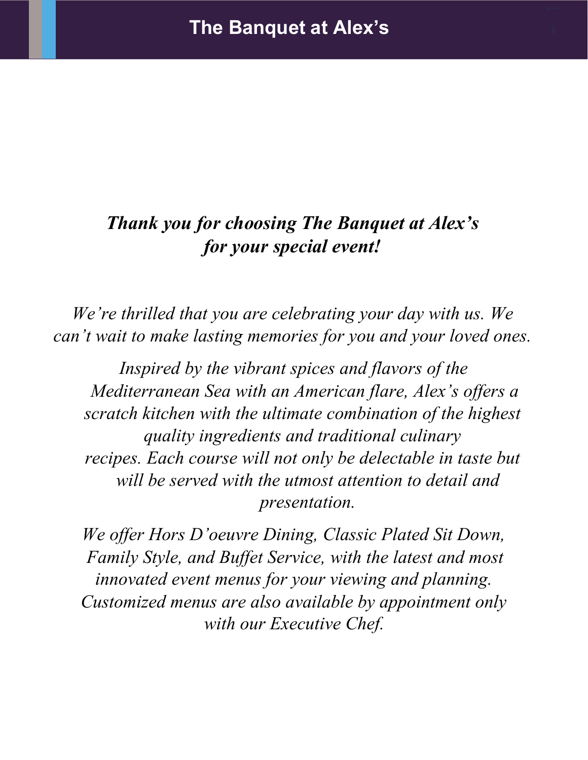# The Banquet at Alex's

***Thank you for choosing The Banquet at Alex's for your special event!***

*We're thrilled that you are celebrating your day with us. We can't wait to make lasting memories for you and your loved ones.*

*Inspired by the vibrant spices and flavors of the Mediterranean Sea with an American flare, Alex's offers a scratch kitchen with the ultimate combination of the highest quality ingredients and traditional culinary recipes. Each course will not only be delectable in taste but will be served with the utmost attention to detail and presentation.*

*We offer Hors D'oeuvre Dining, Classic Plated Sit Down, Family Style, and Buffet Service, with the latest and most innovated event menus for your viewing and planning. Customized menus are also available by appointment only with our Executive Chef.*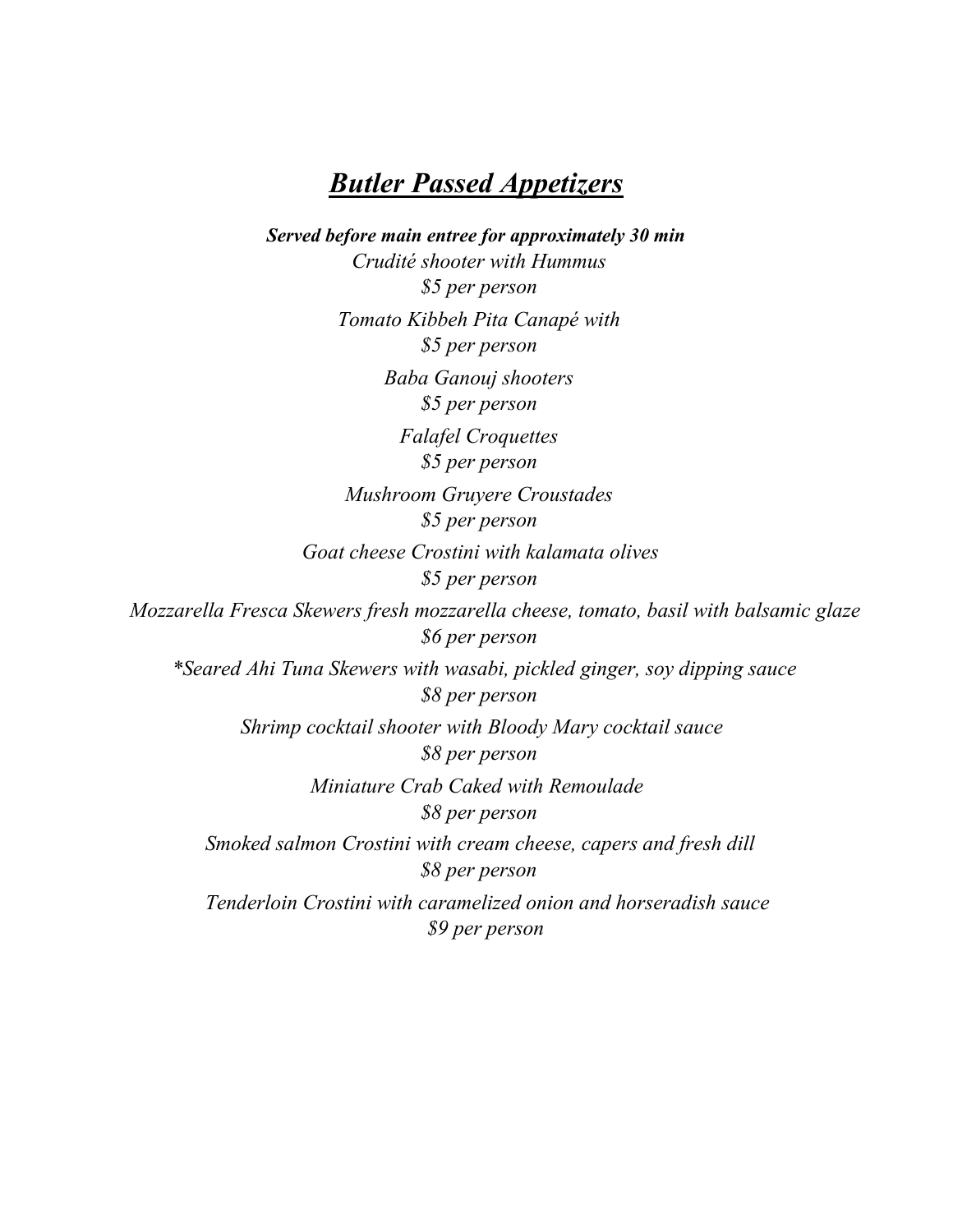# ***Butler Passed Appetizers***

***Served before main entree for approximately 30 min***

*Crudité shooter with Hummus*
*$5 per person*

*Tomato Kibbeh Pita Canapé with*
*$5 per person*

*Baba Ganouj shooters*
*$5 per person*

*Falafel Croquettes*
*$5 per person*

*Mushroom Gruyere Croustades*
*$5 per person*

*Goat cheese Crostini with kalamata olives*
*$5 per person*

*Mozzarella Fresca Skewers fresh mozzarella cheese, tomato, basil with balsamic glaze*
*$6 per person*

*\*Seared Ahi Tuna Skewers with wasabi, pickled ginger, soy dipping sauce*
*$8 per person*

*Shrimp cocktail shooter with Bloody Mary cocktail sauce*
*$8 per person*

*Miniature Crab Caked with Remoulade*
*$8 per person*

*Smoked salmon Crostini with cream cheese, capers and fresh dill*
*$8 per person*

*Tenderloin Crostini with caramelized onion and horseradish sauce*
*$9 per person*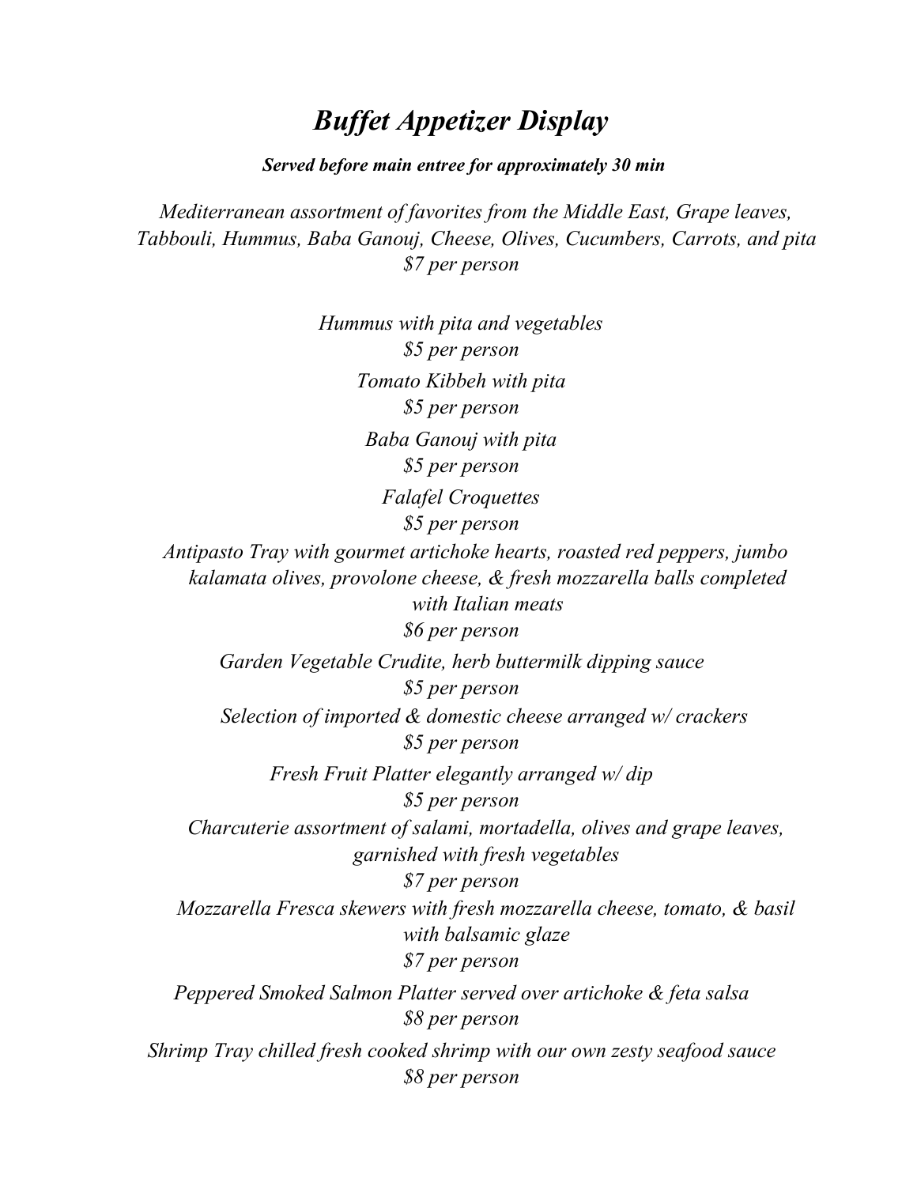# *Buffet Appetizer Display*

***Served before main entree for approximately 30 min***

*Mediterranean assortment of favorites from the Middle East, Grape leaves, Tabbouli, Hummus, Baba Ganouj, Cheese, Olives, Cucumbers, Carrots, and pita*
*$7 per person*

*Hummus with pita and vegetables*
*$5 per person*

*Tomato Kibbeh with pita*
*$5 per person*

*Baba Ganouj with pita*
*$5 per person*

*Falafel Croquettes*
*$5 per person*

*Antipasto Tray with gourmet artichoke hearts, roasted red peppers, jumbo kalamata olives, provolone cheese, & fresh mozzarella balls completed with Italian meats*
*$6 per person*

*Garden Vegetable Crudite, herb buttermilk dipping sauce*
*$5 per person*

*Selection of imported & domestic cheese arranged w/ crackers*
*$5 per person*

*Fresh Fruit Platter elegantly arranged w/ dip*
*$5 per person*

*Charcuterie assortment of salami, mortadella, olives and grape leaves, garnished with fresh vegetables*
*$7 per person*

*Mozzarella Fresca skewers with fresh mozzarella cheese, tomato, & basil with balsamic glaze*
*$7 per person*

*Peppered Smoked Salmon Platter served over artichoke & feta salsa*
*$8 per person*

*Shrimp Tray chilled fresh cooked shrimp with our own zesty seafood sauce*
*$8 per person*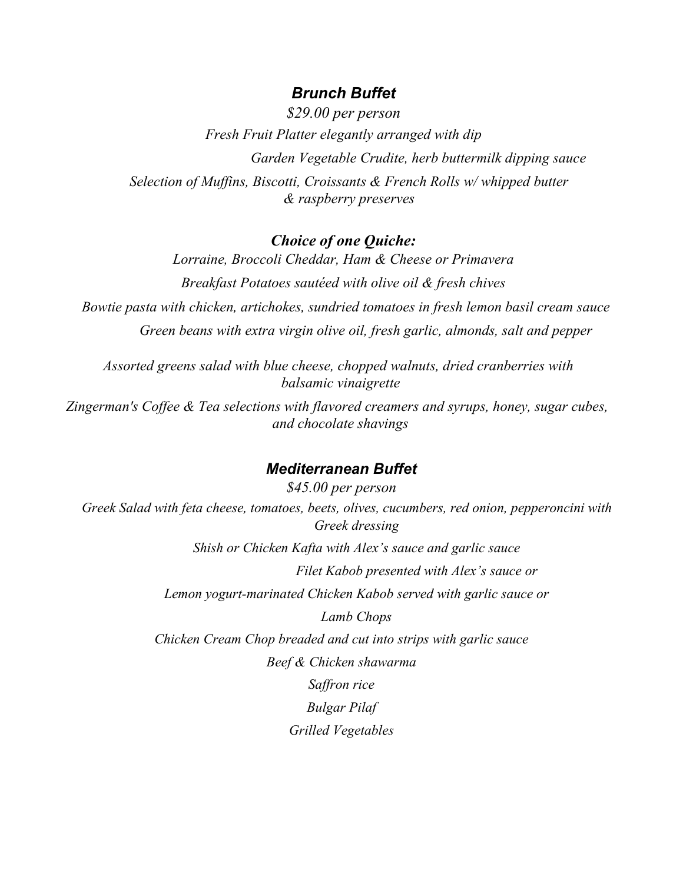## *Brunch Buffet*

*$29.00 per person*

*Fresh Fruit Platter elegantly arranged with dip*

*Garden Vegetable Crudite, herb buttermilk dipping sauce*

*Selection of Muffins, Biscotti, Croissants & French Rolls w/ whipped butter & raspberry preserves*

### *Choice of one Quiche:*

*Lorraine, Broccoli Cheddar, Ham & Cheese or Primavera*

*Breakfast Potatoes sautéed with olive oil & fresh chives*

*Bowtie pasta with chicken, artichokes, sundried tomatoes in fresh lemon basil cream sauce*

*Green beans with extra virgin olive oil, fresh garlic, almonds, salt and pepper*

*Assorted greens salad with blue cheese, chopped walnuts, dried cranberries with balsamic vinaigrette*

*Zingerman's Coffee & Tea selections with flavored creamers and syrups, honey, sugar cubes, and chocolate shavings*

## *Mediterranean Buffet*

*$45.00 per person*

*Greek Salad with feta cheese, tomatoes, beets, olives, cucumbers, red onion, pepperoncini with Greek dressing*

*Shish or Chicken Kafta with Alex's sauce and garlic sauce*

*Filet Kabob presented with Alex's sauce or*

*Lemon yogurt-marinated Chicken Kabob served with garlic sauce or*

*Lamb Chops*

*Chicken Cream Chop breaded and cut into strips with garlic sauce*

*Beef & Chicken shawarma*

*Saffron rice*

*Bulgar Pilaf*

*Grilled Vegetables*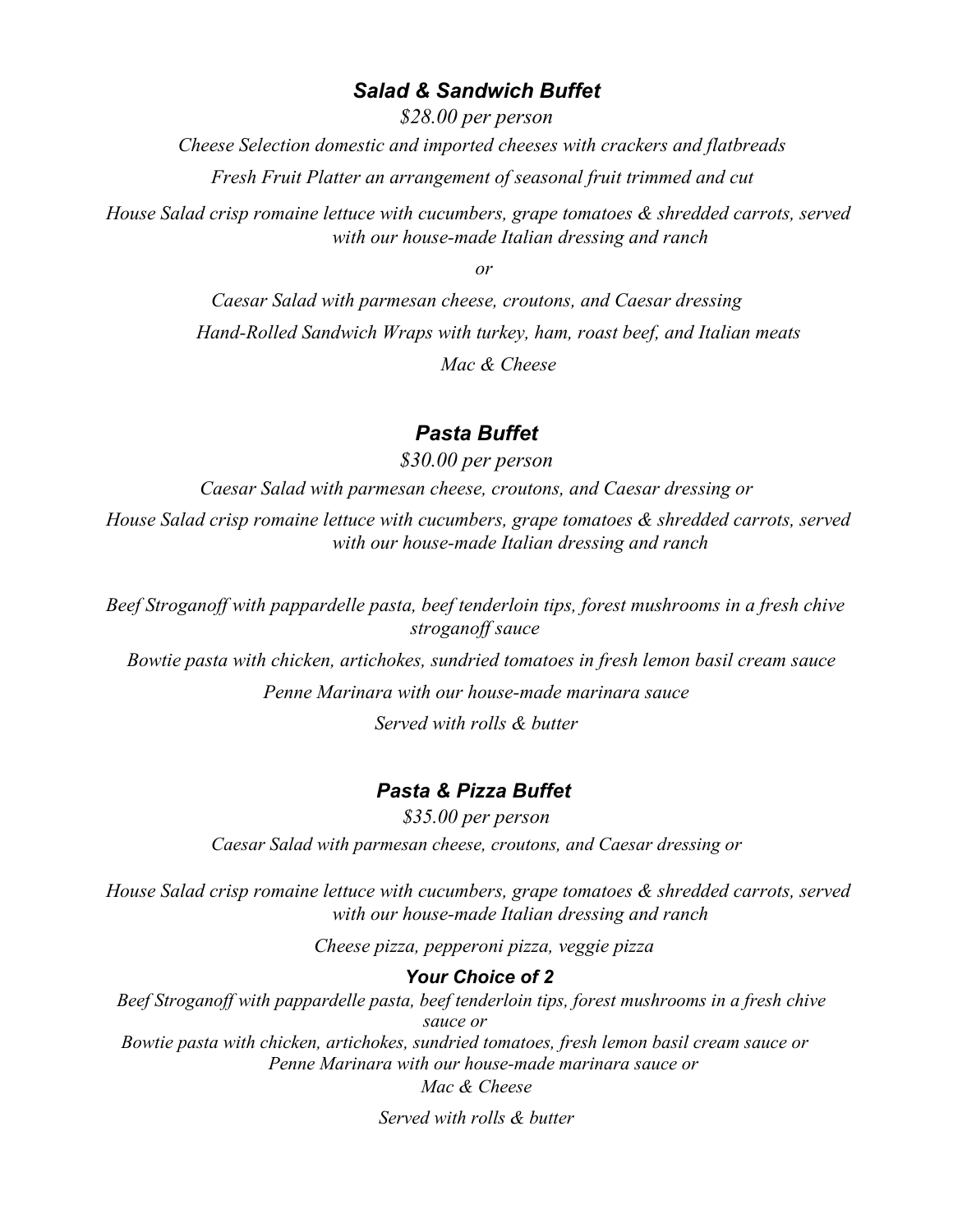## *Salad & Sandwich Buffet*

*$28.00 per person*

*Cheese Selection domestic and imported cheeses with crackers and flatbreads*

*Fresh Fruit Platter an arrangement of seasonal fruit trimmed and cut*

*House Salad crisp romaine lettuce with cucumbers, grape tomatoes & shredded carrots, served with our house-made Italian dressing and ranch*

*or*

*Caesar Salad with parmesan cheese, croutons, and Caesar dressing*

*Hand-Rolled Sandwich Wraps with turkey, ham, roast beef, and Italian meats*

*Mac & Cheese*

## *Pasta Buffet*

*$30.00 per person*

*Caesar Salad with parmesan cheese, croutons, and Caesar dressing or*

*House Salad crisp romaine lettuce with cucumbers, grape tomatoes & shredded carrots, served with our house-made Italian dressing and ranch*

*Beef Stroganoff with pappardelle pasta, beef tenderloin tips, forest mushrooms in a fresh chive stroganoff sauce*

*Bowtie pasta with chicken, artichokes, sundried tomatoes in fresh lemon basil cream sauce*

*Penne Marinara with our house-made marinara sauce*

*Served with rolls & butter*

## *Pasta & Pizza Buffet*

*$35.00 per person*

*Caesar Salad with parmesan cheese, croutons, and Caesar dressing or*

*House Salad crisp romaine lettuce with cucumbers, grape tomatoes & shredded carrots, served with our house-made Italian dressing and ranch*

*Cheese pizza, pepperoni pizza, veggie pizza*

***Your Choice of 2***

*Beef Stroganoff with pappardelle pasta, beef tenderloin tips, forest mushrooms in a fresh chive sauce or*

*Bowtie pasta with chicken, artichokes, sundried tomatoes, fresh lemon basil cream sauce or*

*Penne Marinara with our house-made marinara sauce or*

*Mac & Cheese*

*Served with rolls & butter*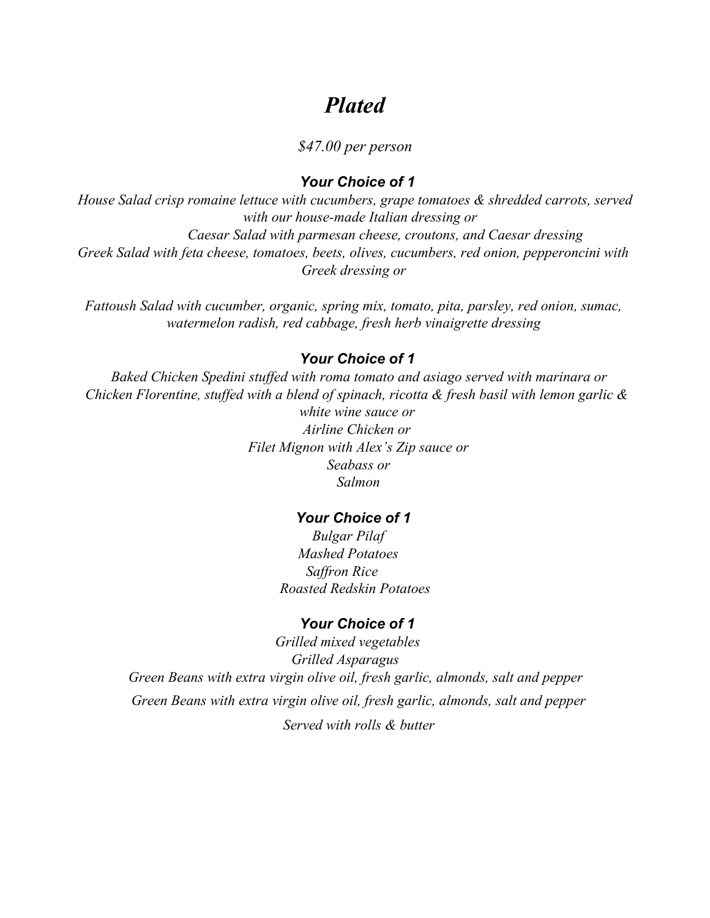# *Plated*

*$47.00 per person*

### ***Your Choice of 1***

*House Salad crisp romaine lettuce with cucumbers, grape tomatoes & shredded carrots, served with our house-made Italian dressing or*

*Caesar Salad with parmesan cheese, croutons, and Caesar dressing*

*Greek Salad with feta cheese, tomatoes, beets, olives, cucumbers, red onion, pepperoncini with Greek dressing or*

*Fattoush Salad with cucumber, organic, spring mix, tomato, pita, parsley, red onion, sumac, watermelon radish, red cabbage, fresh herb vinaigrette dressing*

### ***Your Choice of 1***

*Baked Chicken Spedini stuffed with roma tomato and asiago served with marinara or*

*Chicken Florentine, stuffed with a blend of spinach, ricotta & fresh basil with lemon garlic & white wine sauce or*

*Airline Chicken or*

*Filet Mignon with Alex's Zip sauce or*

*Seabass or*

*Salmon*

### ***Your Choice of 1***

*Bulgar Pilaf*

*Mashed Potatoes*

*Saffron Rice*

*Roasted Redskin Potatoes*

### ***Your Choice of 1***

*Grilled mixed vegetables*

*Grilled Asparagus*

*Green Beans with extra virgin olive oil, fresh garlic, almonds, salt and pepper*

*Green Beans with extra virgin olive oil, fresh garlic, almonds, salt and pepper*

*Served with rolls & butter*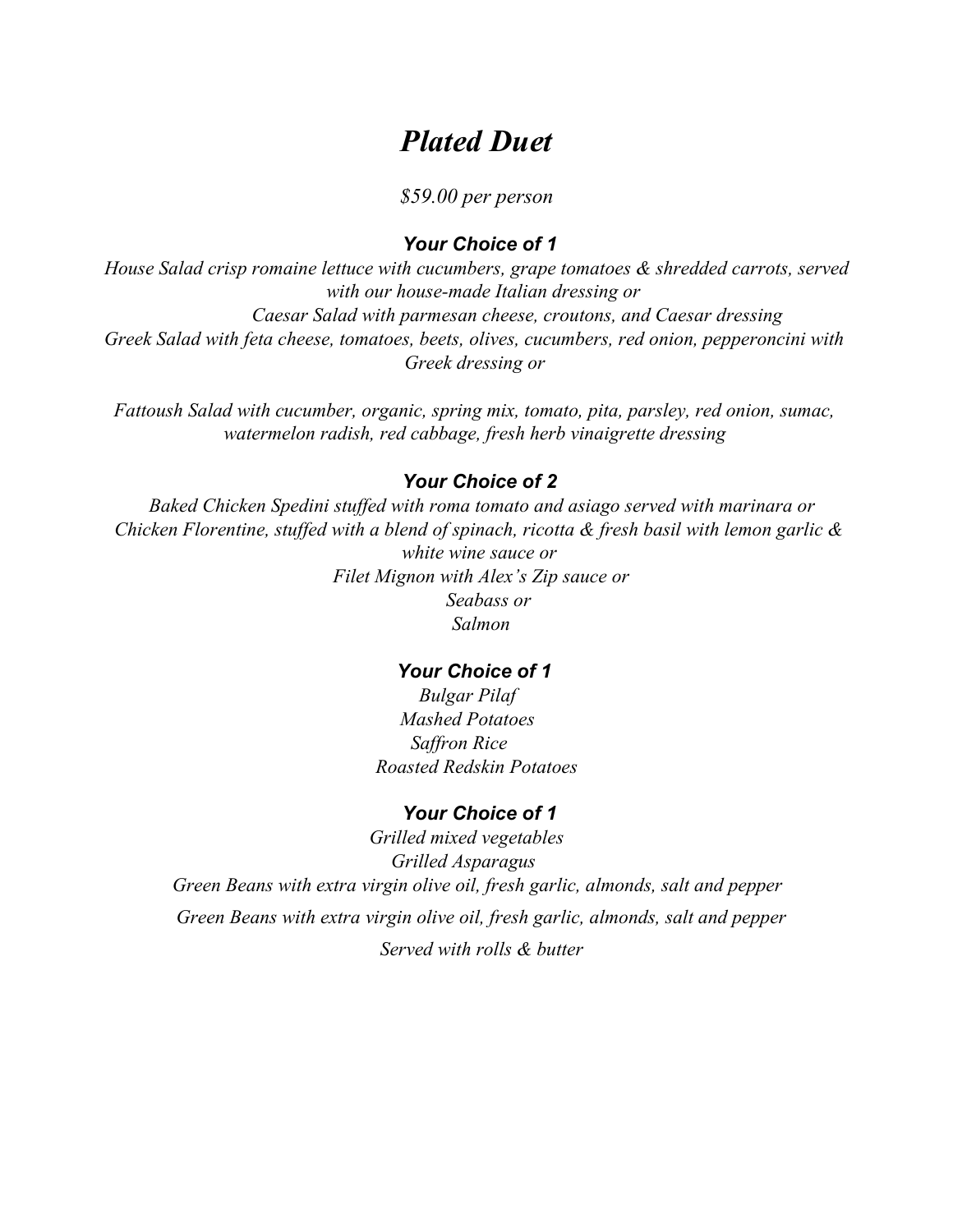# *Plated Duet*

*$59.00 per person*

### ***Your Choice of 1***

*House Salad crisp romaine lettuce with cucumbers, grape tomatoes & shredded carrots, served with our house-made Italian dressing or*

*Caesar Salad with parmesan cheese, croutons, and Caesar dressing*

*Greek Salad with feta cheese, tomatoes, beets, olives, cucumbers, red onion, pepperoncini with Greek dressing or*

*Fattoush Salad with cucumber, organic, spring mix, tomato, pita, parsley, red onion, sumac, watermelon radish, red cabbage, fresh herb vinaigrette dressing*

### ***Your Choice of 2***

*Baked Chicken Spedini stuffed with roma tomato and asiago served with marinara or*

*Chicken Florentine, stuffed with a blend of spinach, ricotta & fresh basil with lemon garlic & white wine sauce or*

*Filet Mignon with Alex's Zip sauce or*

*Seabass or*

*Salmon*

### ***Your Choice of 1***

*Bulgar Pilaf*

*Mashed Potatoes*

*Saffron Rice*

*Roasted Redskin Potatoes*

### ***Your Choice of 1***

*Grilled mixed vegetables*

*Grilled Asparagus*

*Green Beans with extra virgin olive oil, fresh garlic, almonds, salt and pepper*

*Green Beans with extra virgin olive oil, fresh garlic, almonds, salt and pepper*

*Served with rolls & butter*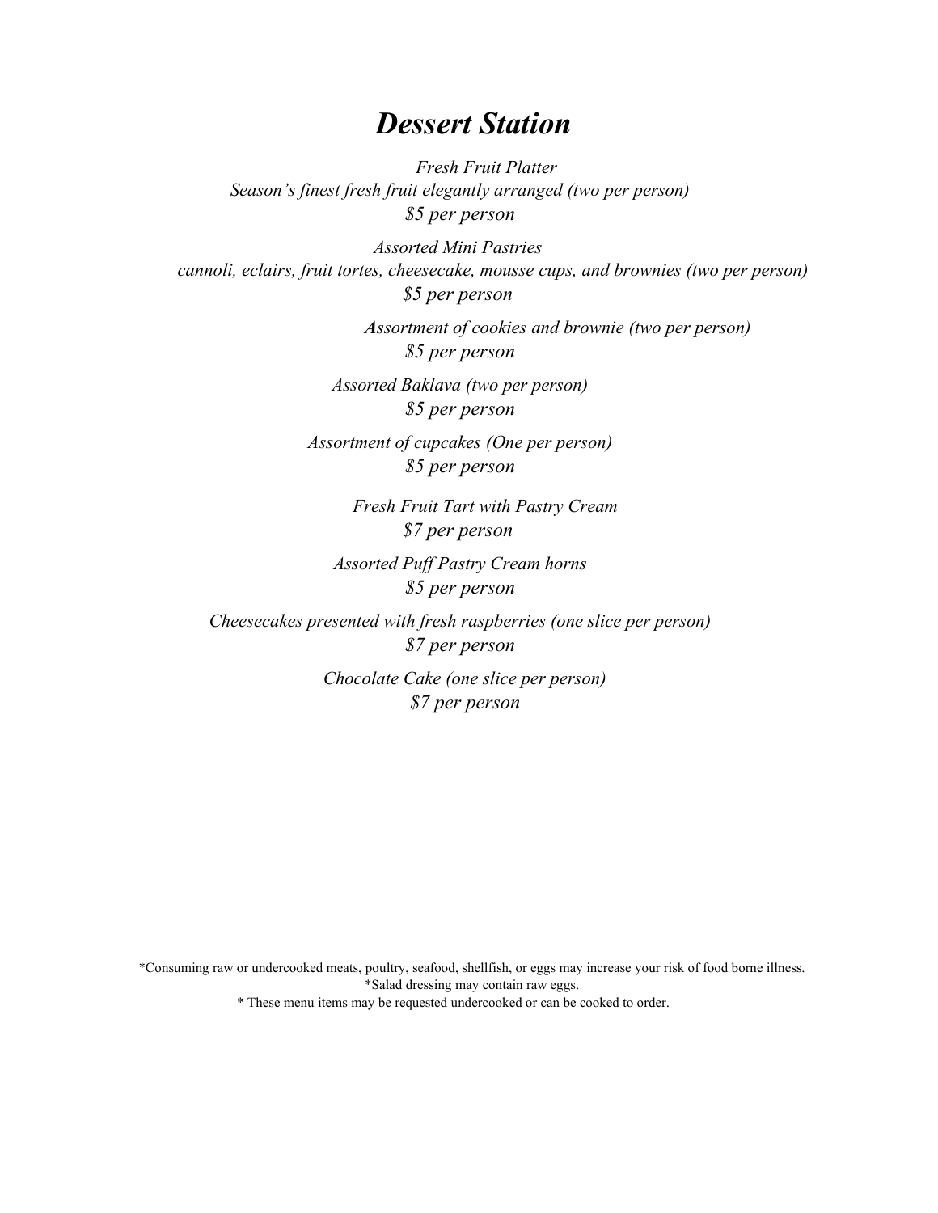# *Dessert Station*

*Fresh Fruit Platter*
*Season's finest fresh fruit elegantly arranged (two per person)*
*$5 per person*

*Assorted Mini Pastries*
*cannoli, eclairs, fruit tortes, cheesecake, mousse cups, and brownies (two per person)*
*$5 per person*

***A**ssortment of cookies and brownie (two per person)*
*$5 per person*

*Assorted Baklava (two per person)*
*$5 per person*

*Assortment of cupcakes (One per person)*
*$5 per person*

*Fresh Fruit Tart with Pastry Cream*
*$7 per person*

*Assorted Puff Pastry Cream horns*
*$5 per person*

*Cheesecakes presented with fresh raspberries (one slice per person)*
*$7 per person*

*Chocolate Cake (one slice per person)*
*$7 per person*

*Consuming raw or undercooked meats, poultry, seafood, shellfish, or eggs may increase your risk of food borne illness.
*Salad dressing may contain raw eggs.
* These menu items may be requested undercooked or can be cooked to order.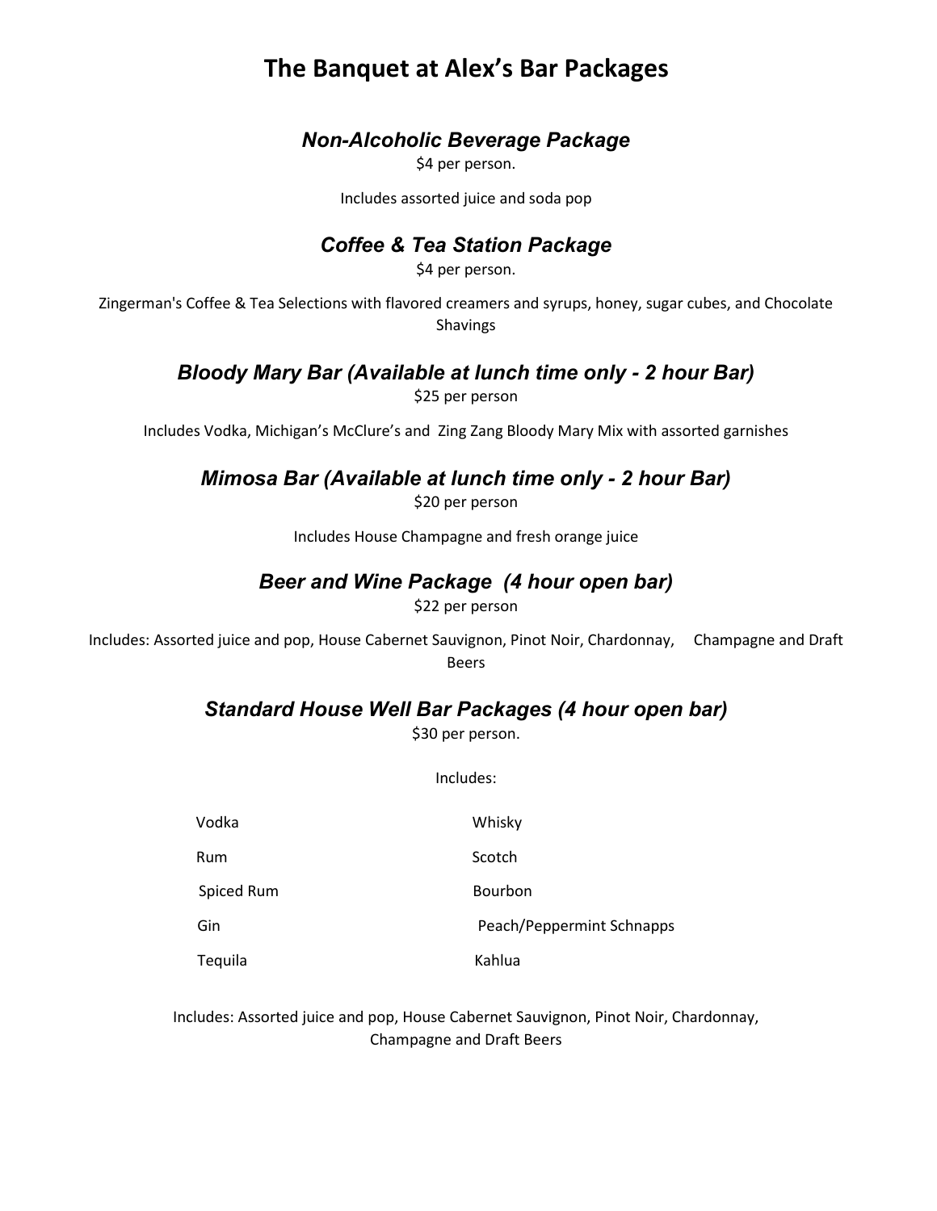# The Banquet at Alex's Bar Packages

### *Non-Alcoholic Beverage Package*

$4 per person.

Includes assorted juice and soda pop

### *Coffee & Tea Station Package*

$4 per person.

Zingerman's Coffee & Tea Selections with flavored creamers and syrups, honey, sugar cubes, and Chocolate Shavings

### *Bloody Mary Bar (Available at lunch time only - 2 hour Bar)*

$25 per person

Includes Vodka, Michigan's McClure's and Zing Zang Bloody Mary Mix with assorted garnishes

### *Mimosa Bar (Available at lunch time only - 2 hour Bar)*

$20 per person

Includes House Champagne and fresh orange juice

### *Beer and Wine Package (4 hour open bar)*

$22 per person

Includes: Assorted juice and pop, House Cabernet Sauvignon, Pinot Noir, Chardonnay, Champagne and Draft Beers

### *Standard House Well Bar Packages (4 hour open bar)*

$30 per person.

Includes:

| | |
|---|---|
| Vodka | Whisky |
| Rum | Scotch |
| Spiced Rum | Bourbon |
| Gin | Peach/Peppermint Schnapps |
| Tequila | Kahlua |

Includes: Assorted juice and pop, House Cabernet Sauvignon, Pinot Noir, Chardonnay, Champagne and Draft Beers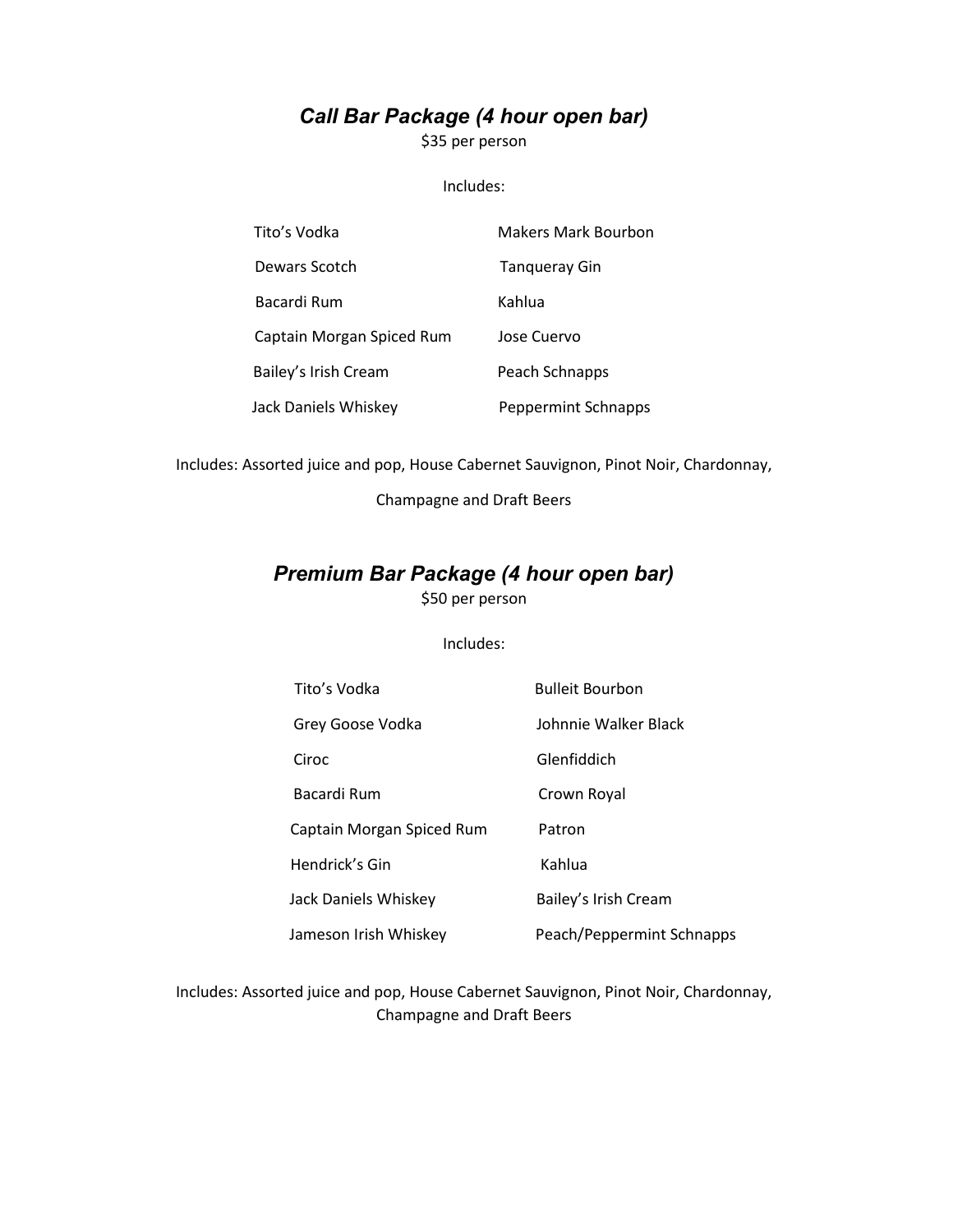## *Call Bar Package (4 hour open bar)*

$35 per person

Includes:

| | |
|---|---|
| Tito's Vodka | Makers Mark Bourbon |
| Dewars Scotch | Tanqueray Gin |
| Bacardi Rum | Kahlua |
| Captain Morgan Spiced Rum | Jose Cuervo |
| Bailey's Irish Cream | Peach Schnapps |
| Jack Daniels Whiskey | Peppermint Schnapps |

Includes: Assorted juice and pop, House Cabernet Sauvignon, Pinot Noir, Chardonnay, Champagne and Draft Beers

## *Premium Bar Package (4 hour open bar)*

$50 per person

Includes:

| | |
|---|---|
| Tito's Vodka | Bulleit Bourbon |
| Grey Goose Vodka | Johnnie Walker Black |
| Ciroc | Glenfiddich |
| Bacardi Rum | Crown Royal |
| Captain Morgan Spiced Rum | Patron |
| Hendrick's Gin | Kahlua |
| Jack Daniels Whiskey | Bailey's Irish Cream |
| Jameson Irish Whiskey | Peach/Peppermint Schnapps |

Includes: Assorted juice and pop, House Cabernet Sauvignon, Pinot Noir, Chardonnay, Champagne and Draft Beers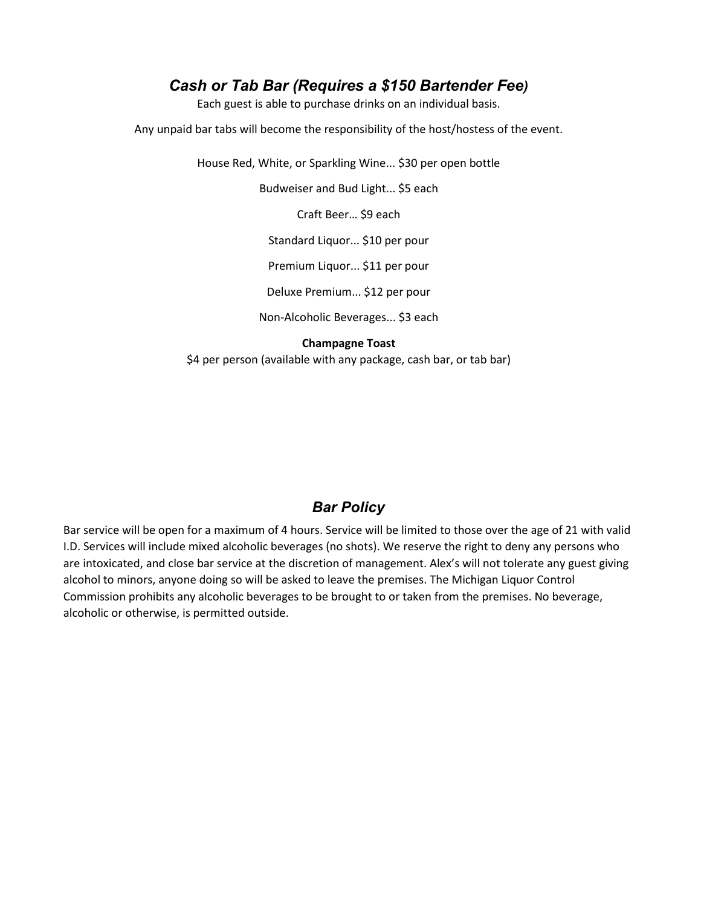## *Cash or Tab Bar (Requires a $150 Bartender Fee)*

Each guest is able to purchase drinks on an individual basis.

Any unpaid bar tabs will become the responsibility of the host/hostess of the event.

House Red, White, or Sparkling Wine... $30 per open bottle

Budweiser and Bud Light... $5 each

Craft Beer… $9 each

Standard Liquor... $10 per pour

Premium Liquor... $11 per pour

Deluxe Premium... $12 per pour

Non-Alcoholic Beverages... $3 each

**Champagne Toast**

$4 per person (available with any package, cash bar, or tab bar)

## *Bar Policy*

Bar service will be open for a maximum of 4 hours. Service will be limited to those over the age of 21 with valid I.D. Services will include mixed alcoholic beverages (no shots). We reserve the right to deny any persons who are intoxicated, and close bar service at the discretion of management. Alex's will not tolerate any guest giving alcohol to minors, anyone doing so will be asked to leave the premises. The Michigan Liquor Control Commission prohibits any alcoholic beverages to be brought to or taken from the premises. No beverage, alcoholic or otherwise, is permitted outside.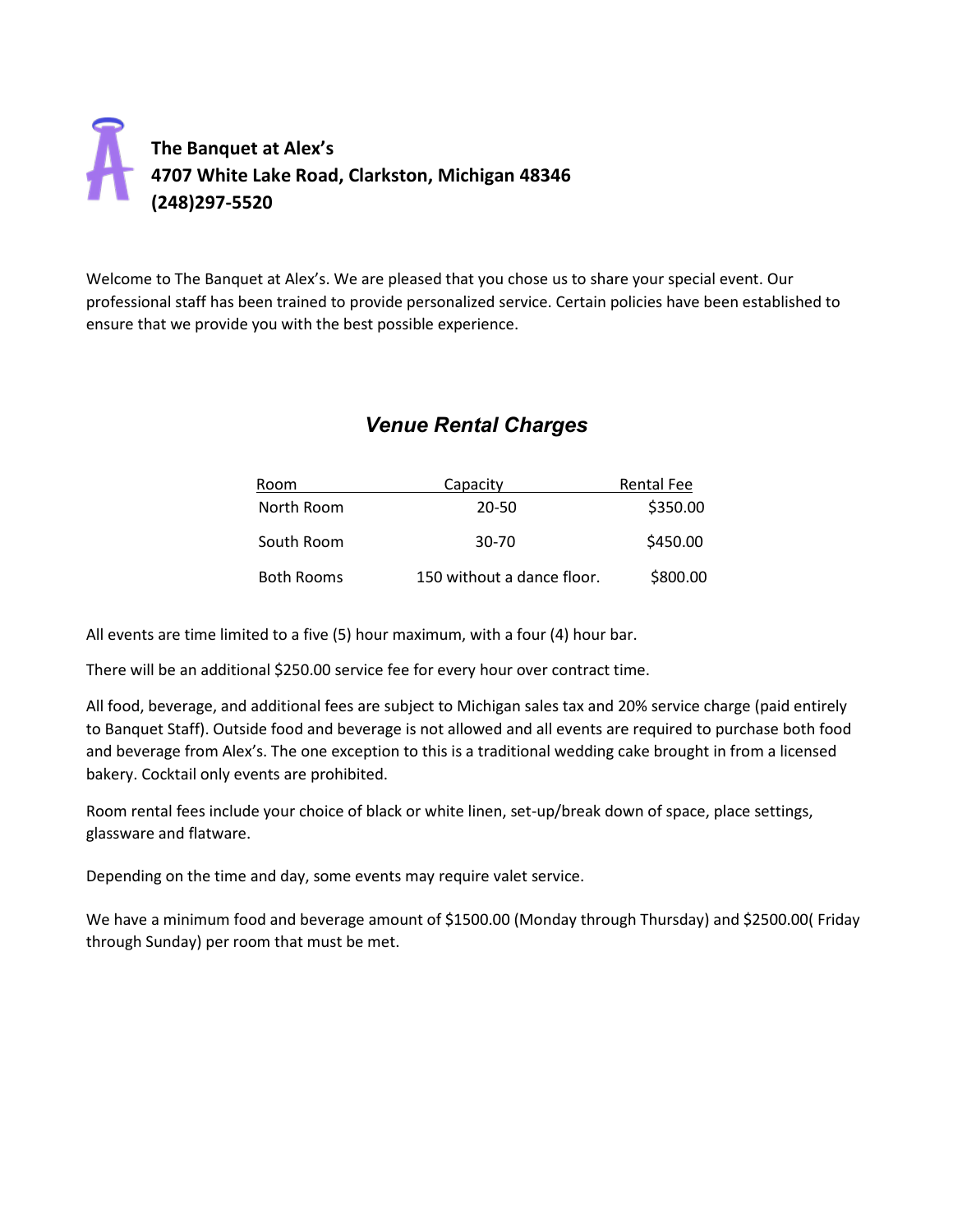**The Banquet at Alex's**
**4707 White Lake Road, Clarkston, Michigan 48346**
**(248)297-5520**

Welcome to The Banquet at Alex's. We are pleased that you chose us to share your special event. Our professional staff has been trained to provide personalized service. Certain policies have been established to ensure that we provide you with the best possible experience.

## *Venue Rental Charges*

| Room | Capacity | Rental Fee |
|---|---|---|
| North Room | 20-50 | $350.00 |
| South Room | 30-70 | $450.00 |
| Both Rooms | 150 without a dance floor. | $800.00 |

All events are time limited to a five (5) hour maximum, with a four (4) hour bar.

There will be an additional $250.00 service fee for every hour over contract time.

All food, beverage, and additional fees are subject to Michigan sales tax and 20% service charge (paid entirely to Banquet Staff). Outside food and beverage is not allowed and all events are required to purchase both food and beverage from Alex's. The one exception to this is a traditional wedding cake brought in from a licensed bakery. Cocktail only events are prohibited.

Room rental fees include your choice of black or white linen, set-up/break down of space, place settings, glassware and flatware.

Depending on the time and day, some events may require valet service.

We have a minimum food and beverage amount of $1500.00 (Monday through Thursday) and $2500.00( Friday through Sunday) per room that must be met.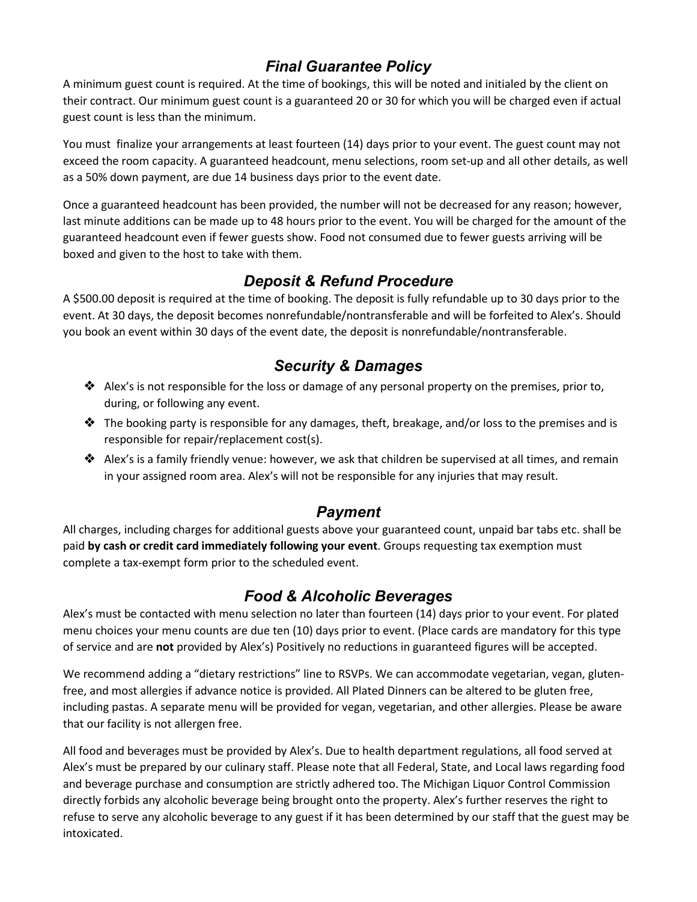## *Final Guarantee Policy*

A minimum guest count is required. At the time of bookings, this will be noted and initialed by the client on their contract. Our minimum guest count is a guaranteed 20 or 30 for which you will be charged even if actual guest count is less than the minimum.

You must finalize your arrangements at least fourteen (14) days prior to your event. The guest count may not exceed the room capacity. A guaranteed headcount, menu selections, room set-up and all other details, as well as a 50% down payment, are due 14 business days prior to the event date.

Once a guaranteed headcount has been provided, the number will not be decreased for any reason; however, last minute additions can be made up to 48 hours prior to the event. You will be charged for the amount of the guaranteed headcount even if fewer guests show. Food not consumed due to fewer guests arriving will be boxed and given to the host to take with them.

## *Deposit & Refund Procedure*

A $500.00 deposit is required at the time of booking. The deposit is fully refundable up to 30 days prior to the event. At 30 days, the deposit becomes nonrefundable/nontransferable and will be forfeited to Alex's. Should you book an event within 30 days of the event date, the deposit is nonrefundable/nontransferable.

## *Security & Damages*

- Alex's is not responsible for the loss or damage of any personal property on the premises, prior to, during, or following any event.
- The booking party is responsible for any damages, theft, breakage, and/or loss to the premises and is responsible for repair/replacement cost(s).
- Alex's is a family friendly venue: however, we ask that children be supervised at all times, and remain in your assigned room area. Alex's will not be responsible for any injuries that may result.

## *Payment*

All charges, including charges for additional guests above your guaranteed count, unpaid bar tabs etc. shall be paid **by cash or credit card immediately following your event**. Groups requesting tax exemption must complete a tax-exempt form prior to the scheduled event.

## *Food & Alcoholic Beverages*

Alex's must be contacted with menu selection no later than fourteen (14) days prior to your event. For plated menu choices your menu counts are due ten (10) days prior to event. (Place cards are mandatory for this type of service and are **not** provided by Alex's) Positively no reductions in guaranteed figures will be accepted.

We recommend adding a "dietary restrictions" line to RSVPs. We can accommodate vegetarian, vegan, gluten-free, and most allergies if advance notice is provided. All Plated Dinners can be altered to be gluten free, including pastas. A separate menu will be provided for vegan, vegetarian, and other allergies. Please be aware that our facility is not allergen free.

All food and beverages must be provided by Alex's. Due to health department regulations, all food served at Alex's must be prepared by our culinary staff. Please note that all Federal, State, and Local laws regarding food and beverage purchase and consumption are strictly adhered too. The Michigan Liquor Control Commission directly forbids any alcoholic beverage being brought onto the property. Alex's further reserves the right to refuse to serve any alcoholic beverage to any guest if it has been determined by our staff that the guest may be intoxicated.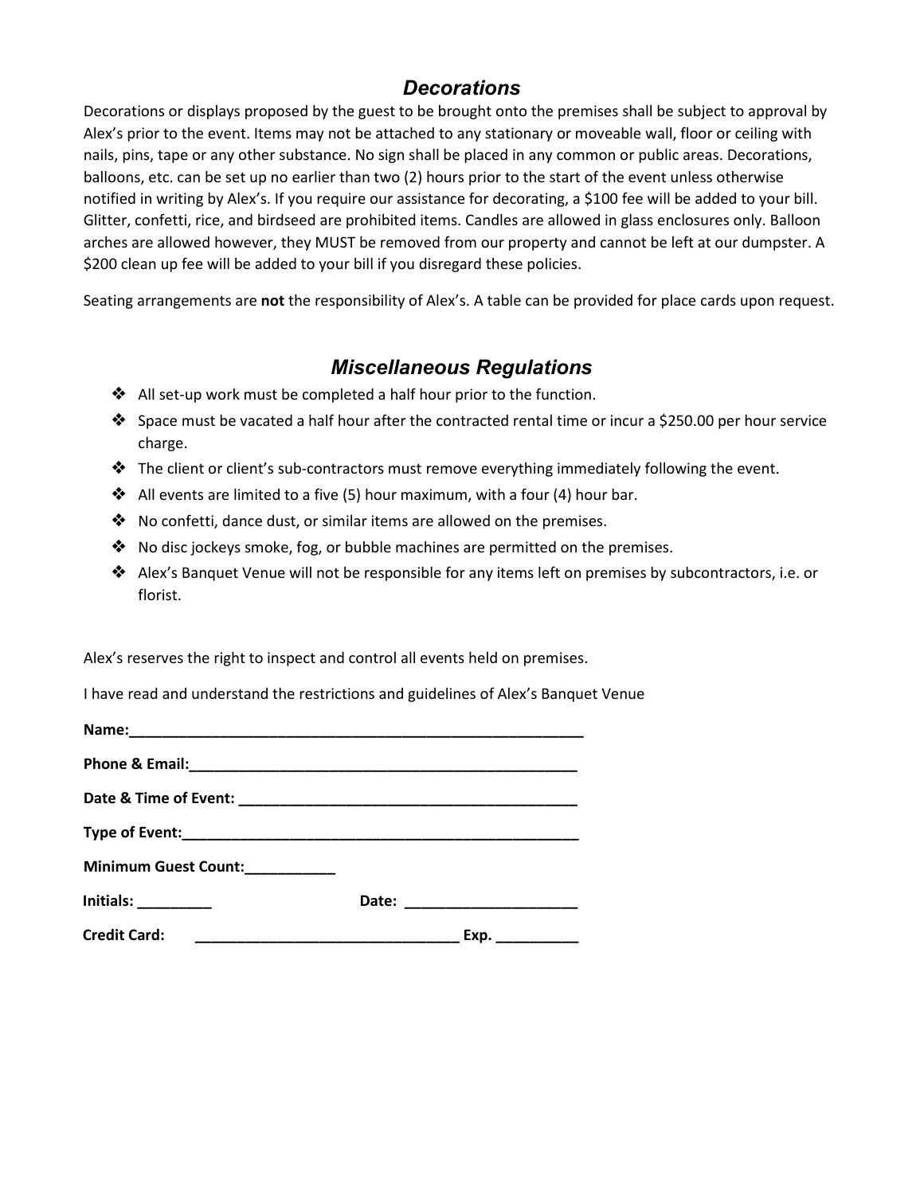## *Decorations*

Decorations or displays proposed by the guest to be brought onto the premises shall be subject to approval by Alex's prior to the event. Items may not be attached to any stationary or moveable wall, floor or ceiling with nails, pins, tape or any other substance. No sign shall be placed in any common or public areas. Decorations, balloons, etc. can be set up no earlier than two (2) hours prior to the start of the event unless otherwise notified in writing by Alex's. If you require our assistance for decorating, a $100 fee will be added to your bill. Glitter, confetti, rice, and birdseed are prohibited items. Candles are allowed in glass enclosures only. Balloon arches are allowed however, they MUST be removed from our property and cannot be left at our dumpster. A $200 clean up fee will be added to your bill if you disregard these policies.

Seating arrangements are **not** the responsibility of Alex's. A table can be provided for place cards upon request.

## *Miscellaneous Regulations*

- All set-up work must be completed a half hour prior to the function.
- Space must be vacated a half hour after the contracted rental time or incur a $250.00 per hour service charge.
- The client or client's sub-contractors must remove everything immediately following the event.
- All events are limited to a five (5) hour maximum, with a four (4) hour bar.
- No confetti, dance dust, or similar items are allowed on the premises.
- No disc jockeys smoke, fog, or bubble machines are permitted on the premises.
- Alex's Banquet Venue will not be responsible for any items left on premises by subcontractors, i.e. or florist.

Alex's reserves the right to inspect and control all events held on premises.

I have read and understand the restrictions and guidelines of Alex's Banquet Venue

**Name:**\_\_\_\_\_\_\_\_\_\_\_\_\_\_\_\_\_\_\_\_\_\_\_\_\_\_\_\_\_\_\_\_\_\_\_\_\_\_\_\_\_\_\_\_\_\_\_\_\_\_\_\_\_\_

**Phone & Email:**\_\_\_\_\_\_\_\_\_\_\_\_\_\_\_\_\_\_\_\_\_\_\_\_\_\_\_\_\_\_\_\_\_\_\_\_\_\_\_\_\_\_\_\_\_\_\_\_

**Date & Time of Event:** \_\_\_\_\_\_\_\_\_\_\_\_\_\_\_\_\_\_\_\_\_\_\_\_\_\_\_\_\_\_\_\_\_\_\_\_\_\_\_\_\_

**Type of Event:**\_\_\_\_\_\_\_\_\_\_\_\_\_\_\_\_\_\_\_\_\_\_\_\_\_\_\_\_\_\_\_\_\_\_\_\_\_\_\_\_\_\_\_\_\_\_\_\_\_

**Minimum Guest Count:**\_\_\_\_\_\_\_\_\_\_\_

**Initials:** \_\_\_\_\_\_\_\_\_ **Date:** \_\_\_\_\_\_\_\_\_\_\_\_\_\_\_\_\_\_\_\_\_

**Credit Card:** \_\_\_\_\_\_\_\_\_\_\_\_\_\_\_\_\_\_\_\_\_\_\_\_\_\_\_\_\_\_\_\_ **Exp.** \_\_\_\_\_\_\_\_\_\_